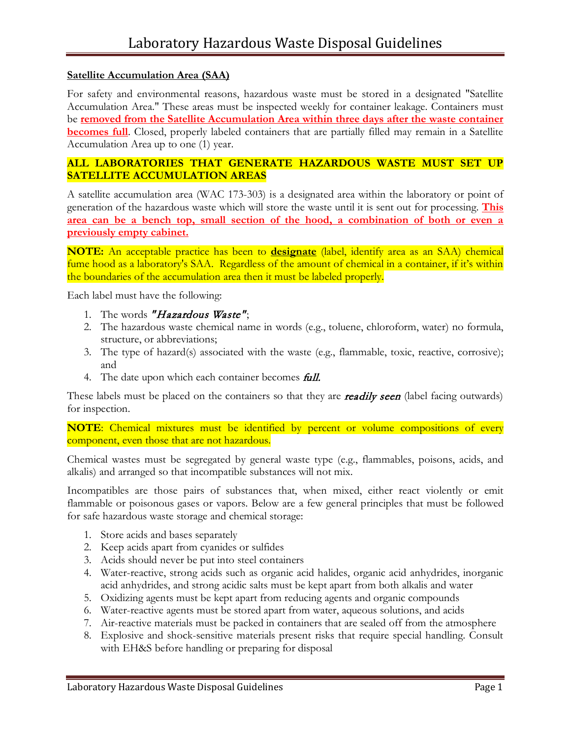# Laboratory Hazardous Waste Disposal Guidelines

**Satellite Accumulation Area (SAA)**

For safety and environmental reasons, hazardous waste must be stored in a designated "Satellite Accumulation Area." These areas must be inspected weekly for container leakage. Containers must be **removed from the Satellite Accumulation Area within three days after the waste container becomes full**. Closed, properly labeled containers that are partially filled may remain in a Satellite Accumulation Area up to one (1) year.

**ALL LABORATORIES THAT GENERATE HAZARDOUS WASTE MUST SET UP SATELLITE ACCUMULATION AREAS**

A satellite accumulation area (WAC 173-303) is a designated area within the laboratory or point of generation of the hazardous waste which will store the waste until it is sent out for processing. **This area can be a bench top, small section of the hood, a combination of both or even a previously empty cabinet.**

**NOTE:** An acceptable practice has been to **designate** (label, identify area as an SAA) chemical fume hood as a laboratory's SAA. Regardless of the amount of chemical in a container, if it's within the boundaries of the accumulation area then it must be labeled properly.

Each label must have the following:

1. The words *"Hazardous Waste"*;
2. The hazardous waste chemical name in words (e.g., toluene, chloroform, water) no formula, structure, or abbreviations;
3. The type of hazard(s) associated with the waste (e.g., flammable, toxic, reactive, corrosive); and
4. The date upon which each container becomes *full.*

These labels must be placed on the containers so that they are *readily seen* (label facing outwards) for inspection.

**NOTE**: Chemical mixtures must be identified by percent or volume compositions of every component, even those that are not hazardous.

Chemical wastes must be segregated by general waste type (e.g., flammables, poisons, acids, and alkalis) and arranged so that incompatible substances will not mix.

Incompatibles are those pairs of substances that, when mixed, either react violently or emit flammable or poisonous gases or vapors. Below are a few general principles that must be followed for safe hazardous waste storage and chemical storage:

1. Store acids and bases separately
2. Keep acids apart from cyanides or sulfides
3. Acids should never be put into steel containers
4. Water-reactive, strong acids such as organic acid halides, organic acid anhydrides, inorganic acid anhydrides, and strong acidic salts must be kept apart from both alkalis and water
5. Oxidizing agents must be kept apart from reducing agents and organic compounds
6. Water-reactive agents must be stored apart from water, aqueous solutions, and acids
7. Air-reactive materials must be packed in containers that are sealed off from the atmosphere
8. Explosive and shock-sensitive materials present risks that require special handling. Consult with EH&S before handling or preparing for disposal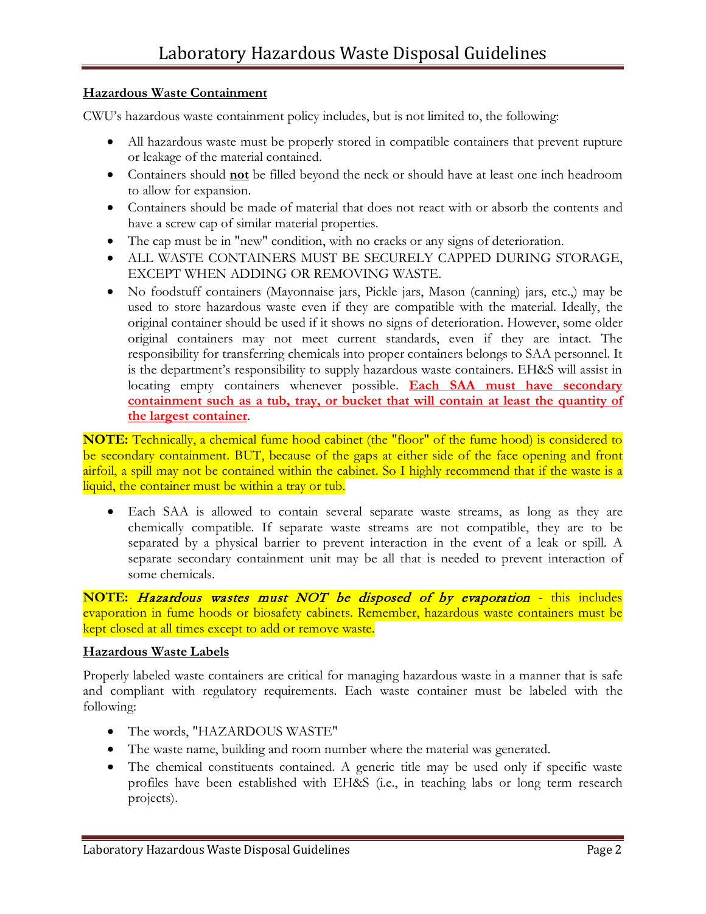**Hazardous Waste Containment**

CWU's hazardous waste containment policy includes, but is not limited to, the following:

- All hazardous waste must be properly stored in compatible containers that prevent rupture or leakage of the material contained.
- Containers should **not** be filled beyond the neck or should have at least one inch headroom to allow for expansion.
- Containers should be made of material that does not react with or absorb the contents and have a screw cap of similar material properties.
- The cap must be in "new" condition, with no cracks or any signs of deterioration.
- ALL WASTE CONTAINERS MUST BE SECURELY CAPPED DURING STORAGE, EXCEPT WHEN ADDING OR REMOVING WASTE.
- No foodstuff containers (Mayonnaise jars, Pickle jars, Mason (canning) jars, etc.,) may be used to store hazardous waste even if they are compatible with the material. Ideally, the original container should be used if it shows no signs of deterioration. However, some older original containers may not meet current standards, even if they are intact. The responsibility for transferring chemicals into proper containers belongs to SAA personnel. It is the department's responsibility to supply hazardous waste containers. EH&S will assist in locating empty containers whenever possible. **Each SAA must have secondary containment such as a tub, tray, or bucket that will contain at least the quantity of the largest container**.

**NOTE:** Technically, a chemical fume hood cabinet (the "floor" of the fume hood) is considered to be secondary containment. BUT, because of the gaps at either side of the face opening and front airfoil, a spill may not be contained within the cabinet. So I highly recommend that if the waste is a liquid, the container must be within a tray or tub.

- Each SAA is allowed to contain several separate waste streams, as long as they are chemically compatible. If separate waste streams are not compatible, they are to be separated by a physical barrier to prevent interaction in the event of a leak or spill. A separate secondary containment unit may be all that is needed to prevent interaction of some chemicals.

**NOTE:** *Hazardous wastes must NOT be disposed of by evaporation* - this includes evaporation in fume hoods or biosafety cabinets. Remember, hazardous waste containers must be kept closed at all times except to add or remove waste.

**Hazardous Waste Labels**

Properly labeled waste containers are critical for managing hazardous waste in a manner that is safe and compliant with regulatory requirements. Each waste container must be labeled with the following:

- The words, "HAZARDOUS WASTE"
- The waste name, building and room number where the material was generated.
- The chemical constituents contained. A generic title may be used only if specific waste profiles have been established with EH&S (i.e., in teaching labs or long term research projects).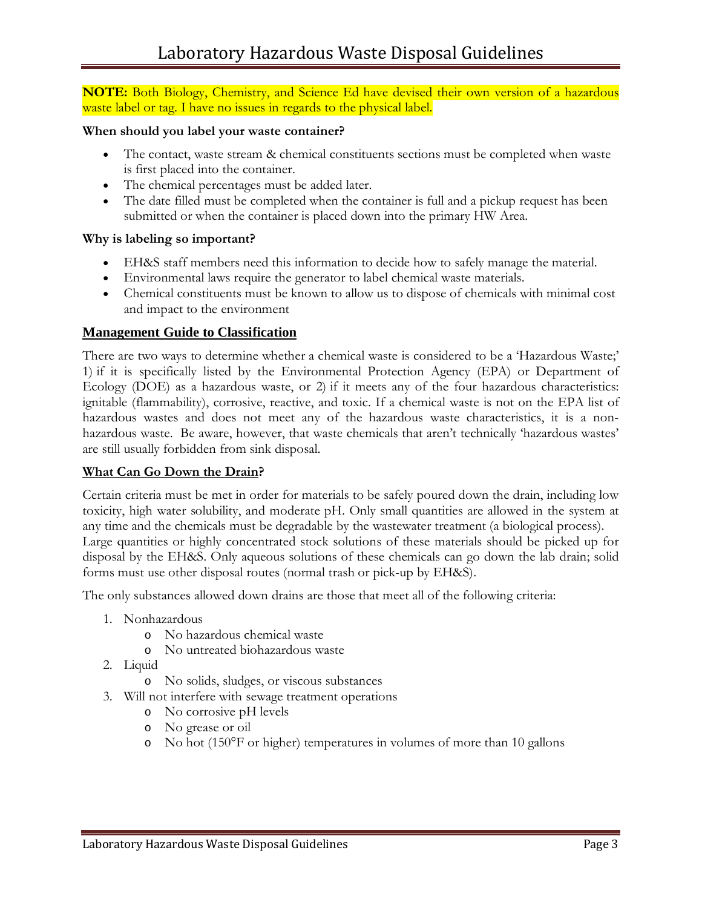# Laboratory Hazardous Waste Disposal Guidelines

**NOTE:** Both Biology, Chemistry, and Science Ed have devised their own version of a hazardous waste label or tag. I have no issues in regards to the physical label.

**When should you label your waste container?**

- The contact, waste stream & chemical constituents sections must be completed when waste is first placed into the container.
- The chemical percentages must be added later.
- The date filled must be completed when the container is full and a pickup request has been submitted or when the container is placed down into the primary HW Area.

**Why is labeling so important?**

- EH&S staff members need this information to decide how to safely manage the material.
- Environmental laws require the generator to label chemical waste materials.
- Chemical constituents must be known to allow us to dispose of chemicals with minimal cost and impact to the environment

## Management Guide to Classification

There are two ways to determine whether a chemical waste is considered to be a 'Hazardous Waste;' 1) if it is specifically listed by the Environmental Protection Agency (EPA) or Department of Ecology (DOE) as a hazardous waste, or 2) if it meets any of the four hazardous characteristics: ignitable (flammability), corrosive, reactive, and toxic. If a chemical waste is not on the EPA list of hazardous wastes and does not meet any of the hazardous waste characteristics, it is a non-hazardous waste. Be aware, however, that waste chemicals that aren't technically 'hazardous wastes' are still usually forbidden from sink disposal.

## What Can Go Down the Drain?

Certain criteria must be met in order for materials to be safely poured down the drain, including low toxicity, high water solubility, and moderate pH. Only small quantities are allowed in the system at any time and the chemicals must be degradable by the wastewater treatment (a biological process). Large quantities or highly concentrated stock solutions of these materials should be picked up for disposal by the EH&S. Only aqueous solutions of these chemicals can go down the lab drain; solid forms must use other disposal routes (normal trash or pick-up by EH&S).

The only substances allowed down drains are those that meet all of the following criteria:

1. Nonhazardous
   - No hazardous chemical waste
   - No untreated biohazardous waste
2. Liquid
   - No solids, sludges, or viscous substances
3. Will not interfere with sewage treatment operations
   - No corrosive pH levels
   - No grease or oil
   - No hot (150°F or higher) temperatures in volumes of more than 10 gallons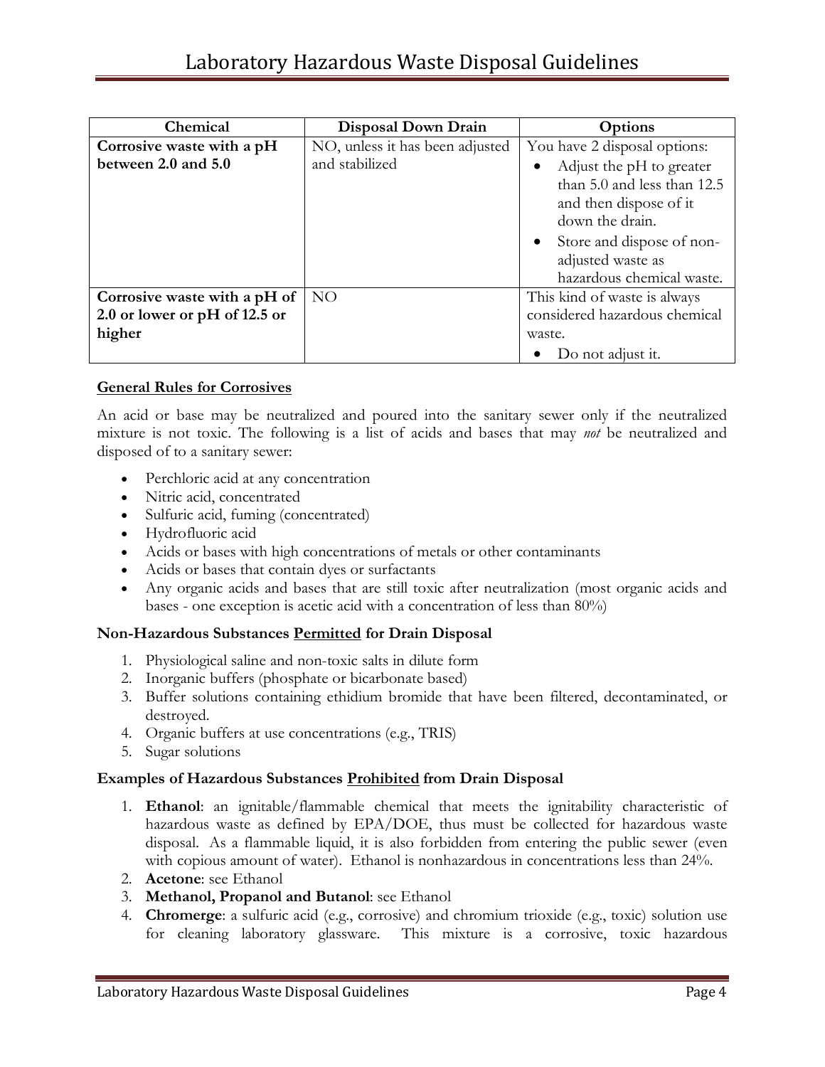| Chemical | Disposal Down Drain | Options |
| --- | --- | --- |
| **Corrosive waste with a pH between 2.0 and 5.0** | NO, unless it has been adjusted and stabilized | You have 2 disposal options: • Adjust the pH to greater than 5.0 and less than 12.5 and then dispose of it down the drain. • Store and dispose of non-adjusted waste as hazardous chemical waste. |
| **Corrosive waste with a pH of 2.0 or lower or pH of 12.5 or higher** | NO | This kind of waste is always considered hazardous chemical waste. • Do not adjust it. |

**General Rules for Corrosives**

An acid or base may be neutralized and poured into the sanitary sewer only if the neutralized mixture is not toxic. The following is a list of acids and bases that may *not* be neutralized and disposed of to a sanitary sewer:

- Perchloric acid at any concentration
- Nitric acid, concentrated
- Sulfuric acid, fuming (concentrated)
- Hydrofluoric acid
- Acids or bases with high concentrations of metals or other contaminants
- Acids or bases that contain dyes or surfactants
- Any organic acids and bases that are still toxic after neutralization (most organic acids and bases - one exception is acetic acid with a concentration of less than 80%)

### Non-Hazardous Substances Permitted for Drain Disposal

1. Physiological saline and non-toxic salts in dilute form
2. Inorganic buffers (phosphate or bicarbonate based)
3. Buffer solutions containing ethidium bromide that have been filtered, decontaminated, or destroyed.
4. Organic buffers at use concentrations (e.g., TRIS)
5. Sugar solutions

### Examples of Hazardous Substances Prohibited from Drain Disposal

1. **Ethanol**: an ignitable/flammable chemical that meets the ignitability characteristic of hazardous waste as defined by EPA/DOE, thus must be collected for hazardous waste disposal. As a flammable liquid, it is also forbidden from entering the public sewer (even with copious amount of water). Ethanol is nonhazardous in concentrations less than 24%.
2. **Acetone**: see Ethanol
3. **Methanol, Propanol and Butanol**: see Ethanol
4. **Chromerge**: a sulfuric acid (e.g., corrosive) and chromium trioxide (e.g., toxic) solution use for cleaning laboratory glassware. This mixture is a corrosive, toxic hazardous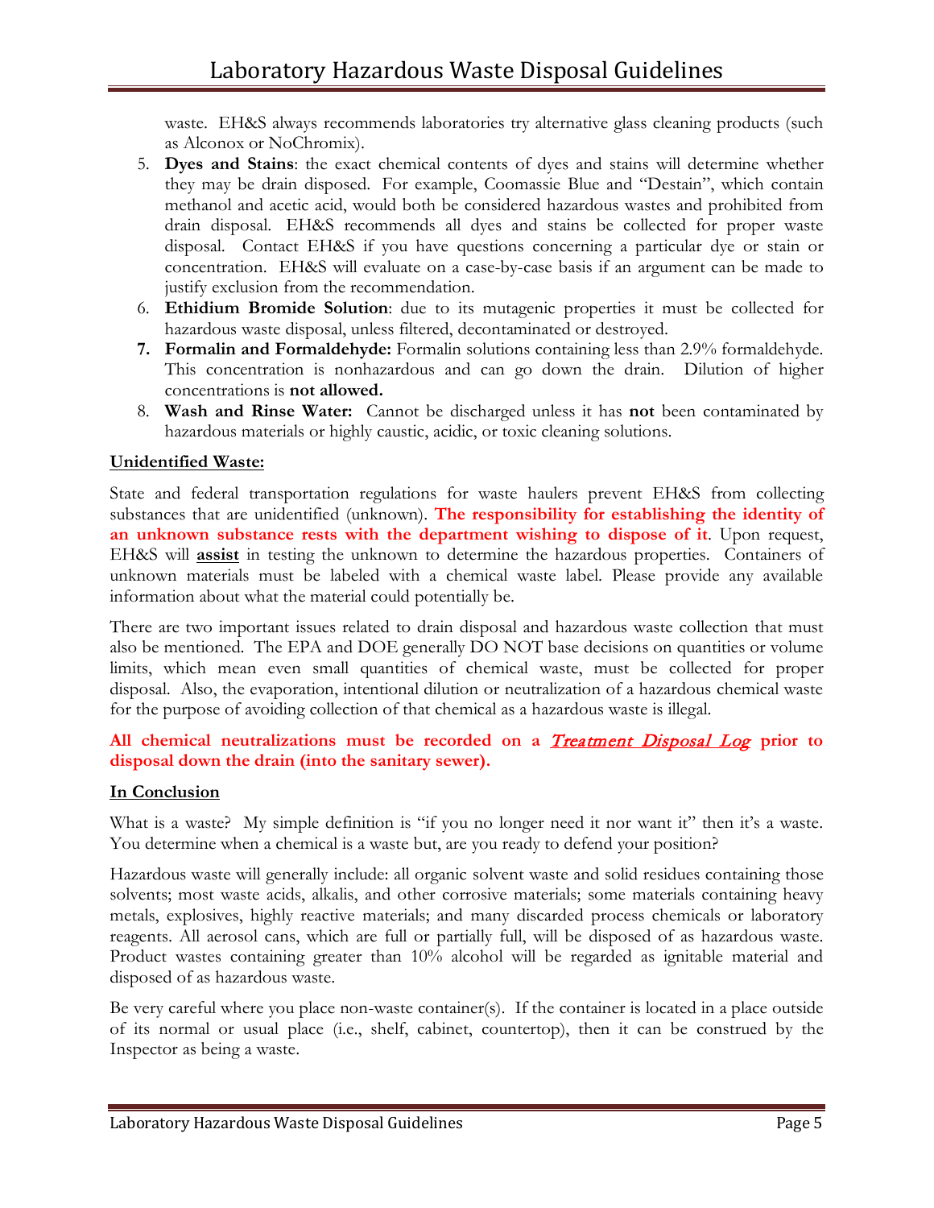waste. EH&S always recommends laboratories try alternative glass cleaning products (such as Alconox or NoChromix).

5. **Dyes and Stains**: the exact chemical contents of dyes and stains will determine whether they may be drain disposed. For example, Coomassie Blue and "Destain", which contain methanol and acetic acid, would both be considered hazardous wastes and prohibited from drain disposal. EH&S recommends all dyes and stains be collected for proper waste disposal. Contact EH&S if you have questions concerning a particular dye or stain or concentration. EH&S will evaluate on a case-by-case basis if an argument can be made to justify exclusion from the recommendation.
6. **Ethidium Bromide Solution**: due to its mutagenic properties it must be collected for hazardous waste disposal, unless filtered, decontaminated or destroyed.
7. **Formalin and Formaldehyde:** Formalin solutions containing less than 2.9% formaldehyde. This concentration is nonhazardous and can go down the drain. Dilution of higher concentrations is **not allowed.**
8. **Wash and Rinse Water:** Cannot be discharged unless it has **not** been contaminated by hazardous materials or highly caustic, acidic, or toxic cleaning solutions.

**Unidentified Waste:**

State and federal transportation regulations for waste haulers prevent EH&S from collecting substances that are unidentified (unknown). **The responsibility for establishing the identity of an unknown substance rests with the department wishing to dispose of it**. Upon request, EH&S will **assist** in testing the unknown to determine the hazardous properties. Containers of unknown materials must be labeled with a chemical waste label. Please provide any available information about what the material could potentially be.

There are two important issues related to drain disposal and hazardous waste collection that must also be mentioned. The EPA and DOE generally DO NOT base decisions on quantities or volume limits, which mean even small quantities of chemical waste, must be collected for proper disposal. Also, the evaporation, intentional dilution or neutralization of a hazardous chemical waste for the purpose of avoiding collection of that chemical as a hazardous waste is illegal.

**All chemical neutralizations must be recorded on a *Treatment Disposal Log* prior to disposal down the drain (into the sanitary sewer).**

**In Conclusion**

What is a waste? My simple definition is "if you no longer need it nor want it" then it's a waste. You determine when a chemical is a waste but, are you ready to defend your position?

Hazardous waste will generally include: all organic solvent waste and solid residues containing those solvents; most waste acids, alkalis, and other corrosive materials; some materials containing heavy metals, explosives, highly reactive materials; and many discarded process chemicals or laboratory reagents. All aerosol cans, which are full or partially full, will be disposed of as hazardous waste. Product wastes containing greater than 10% alcohol will be regarded as ignitable material and disposed of as hazardous waste.

Be very careful where you place non-waste container(s). If the container is located in a place outside of its normal or usual place (i.e., shelf, cabinet, countertop), then it can be construed by the Inspector as being a waste.